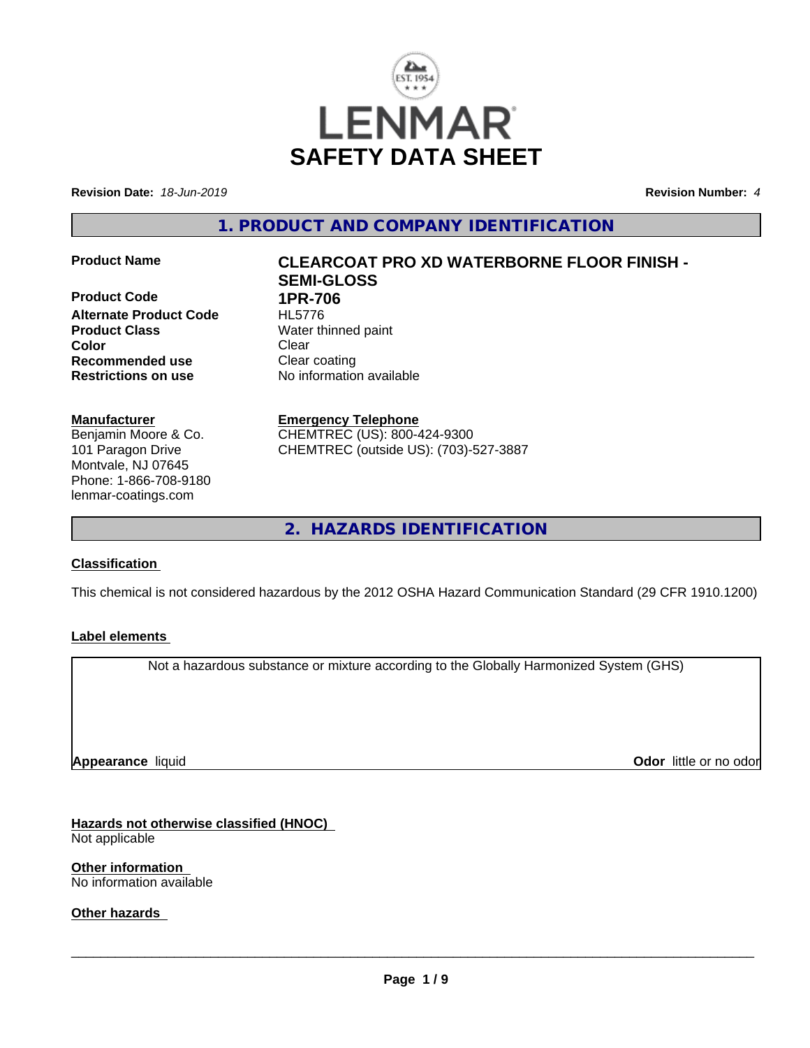LENMAR

# SAFETY DATA SHEET

**Revision Date:** *18-Jun-2019* **Revision Number:** *4*

## 1. PRODUCT AND COMPANY IDENTIFICATION

| | |
|---|---|
| **Product Name** | **CLEARCOAT PRO XD WATERBORNE FLOOR FINISH - SEMI-GLOSS** |
| **Product Code** | **1PR-706** |
| **Alternate Product Code** | HL5776 |
| **Product Class** | Water thinned paint |
| **Color** | Clear |
| **Recommended use** | Clear coating |
| **Restrictions on use** | No information available |

**Manufacturer**
Benjamin Moore & Co.
101 Paragon Drive
Montvale, NJ 07645
Phone: 1-866-708-9180
lenmar-coatings.com

**Emergency Telephone**
CHEMTREC (US): 800-424-9300
CHEMTREC (outside US): (703)-527-3887

## 2. HAZARDS IDENTIFICATION

**Classification**

This chemical is not considered hazardous by the 2012 OSHA Hazard Communication Standard (29 CFR 1910.1200)

**Label elements**

Not a hazardous substance or mixture according to the Globally Harmonized System (GHS)

**Appearance** liquid **Odor** little or no odor

**Hazards not otherwise classified (HNOC)**
Not applicable

**Other information**
No information available

**Other hazards**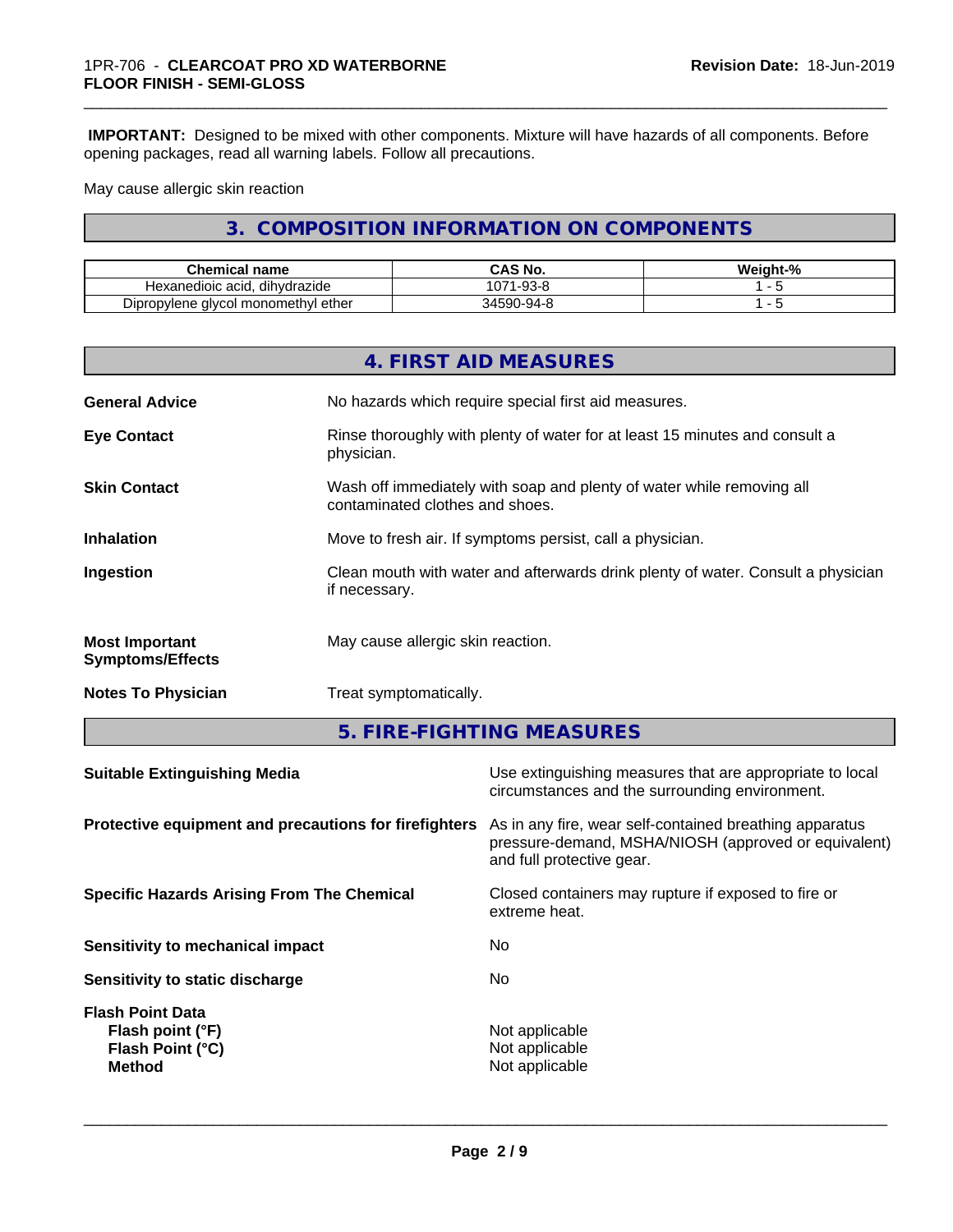**IMPORTANT:** Designed to be mixed with other components. Mixture will have hazards of all components. Before opening packages, read all warning labels. Follow all precautions.

May cause allergic skin reaction

## 3. COMPOSITION INFORMATION ON COMPONENTS

| Chemical name | CAS No. | Weight-% |
| --- | --- | --- |
| Hexanedioic acid, dihydrazide | 1071-93-8 | 1 - 5 |
| Dipropylene glycol monomethyl ether | 34590-94-8 | 1 - 5 |

## 4. FIRST AID MEASURES

**General Advice** No hazards which require special first aid measures.

**Eye Contact** Rinse thoroughly with plenty of water for at least 15 minutes and consult a physician.

**Skin Contact** Wash off immediately with soap and plenty of water while removing all contaminated clothes and shoes.

**Inhalation** Move to fresh air. If symptoms persist, call a physician.

**Ingestion** Clean mouth with water and afterwards drink plenty of water. Consult a physician if necessary.

**Most Important Symptoms/Effects** May cause allergic skin reaction.

**Notes To Physician** Treat symptomatically.

## 5. FIRE-FIGHTING MEASURES

**Suitable Extinguishing Media** Use extinguishing measures that are appropriate to local circumstances and the surrounding environment.

**Protective equipment and precautions for firefighters** As in any fire, wear self-contained breathing apparatus pressure-demand, MSHA/NIOSH (approved or equivalent) and full protective gear.

**Specific Hazards Arising From The Chemical** Closed containers may rupture if exposed to fire or extreme heat.

**Sensitivity to mechanical impact** No

**Sensitivity to static discharge** No

**Flash Point Data**
**Flash point (°F)** Not applicable
**Flash Point (°C)** Not applicable
**Method** Not applicable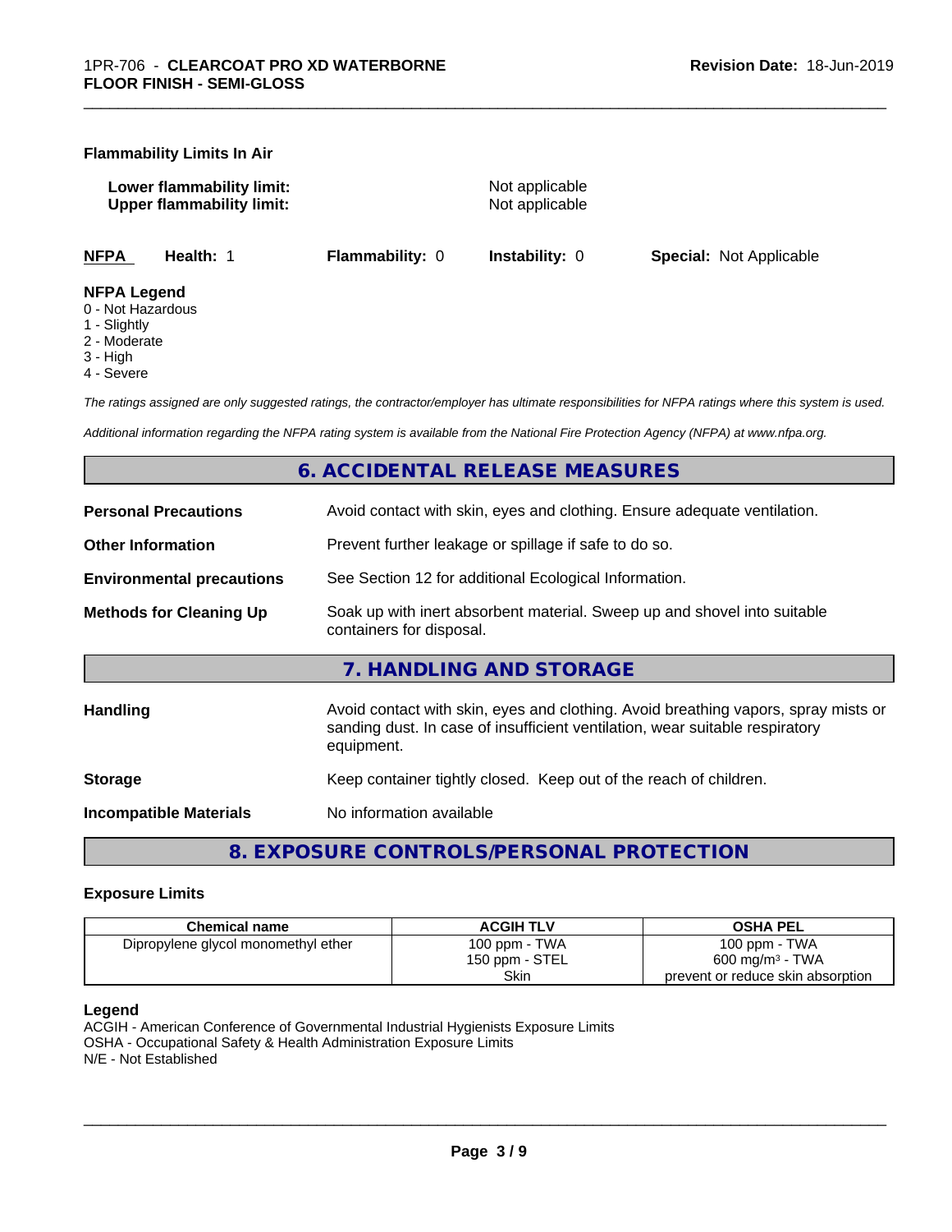**Flammability Limits In Air**

**Lower flammability limit:** Not applicable
**Upper flammability limit:** Not applicable

**NFPA** **Health:** 1 **Flammability:** 0 **Instability:** 0 **Special:** Not Applicable

**NFPA Legend**
0 - Not Hazardous
1 - Slightly
2 - Moderate
3 - High
4 - Severe

*The ratings assigned are only suggested ratings, the contractor/employer has ultimate responsibilities for NFPA ratings where this system is used.*

*Additional information regarding the NFPA rating system is available from the National Fire Protection Agency (NFPA) at www.nfpa.org.*

## 6. ACCIDENTAL RELEASE MEASURES

**Personal Precautions** Avoid contact with skin, eyes and clothing. Ensure adequate ventilation.

**Other Information** Prevent further leakage or spillage if safe to do so.

**Environmental precautions** See Section 12 for additional Ecological Information.

**Methods for Cleaning Up** Soak up with inert absorbent material. Sweep up and shovel into suitable containers for disposal.

## 7. HANDLING AND STORAGE

**Handling** Avoid contact with skin, eyes and clothing. Avoid breathing vapors, spray mists or sanding dust. In case of insufficient ventilation, wear suitable respiratory equipment.

**Storage** Keep container tightly closed. Keep out of the reach of children.

**Incompatible Materials** No information available

## 8. EXPOSURE CONTROLS/PERSONAL PROTECTION

### Exposure Limits

| Chemical name | ACGIH TLV | OSHA PEL |
|---|---|---|
| Dipropylene glycol monomethyl ether | 100 ppm - TWA<br>150 ppm - STEL<br>Skin | 100 ppm - TWA<br>600 mg/m³ - TWA<br>prevent or reduce skin absorption |

**Legend**
ACGIH - American Conference of Governmental Industrial Hygienists Exposure Limits
OSHA - Occupational Safety & Health Administration Exposure Limits
N/E - Not Established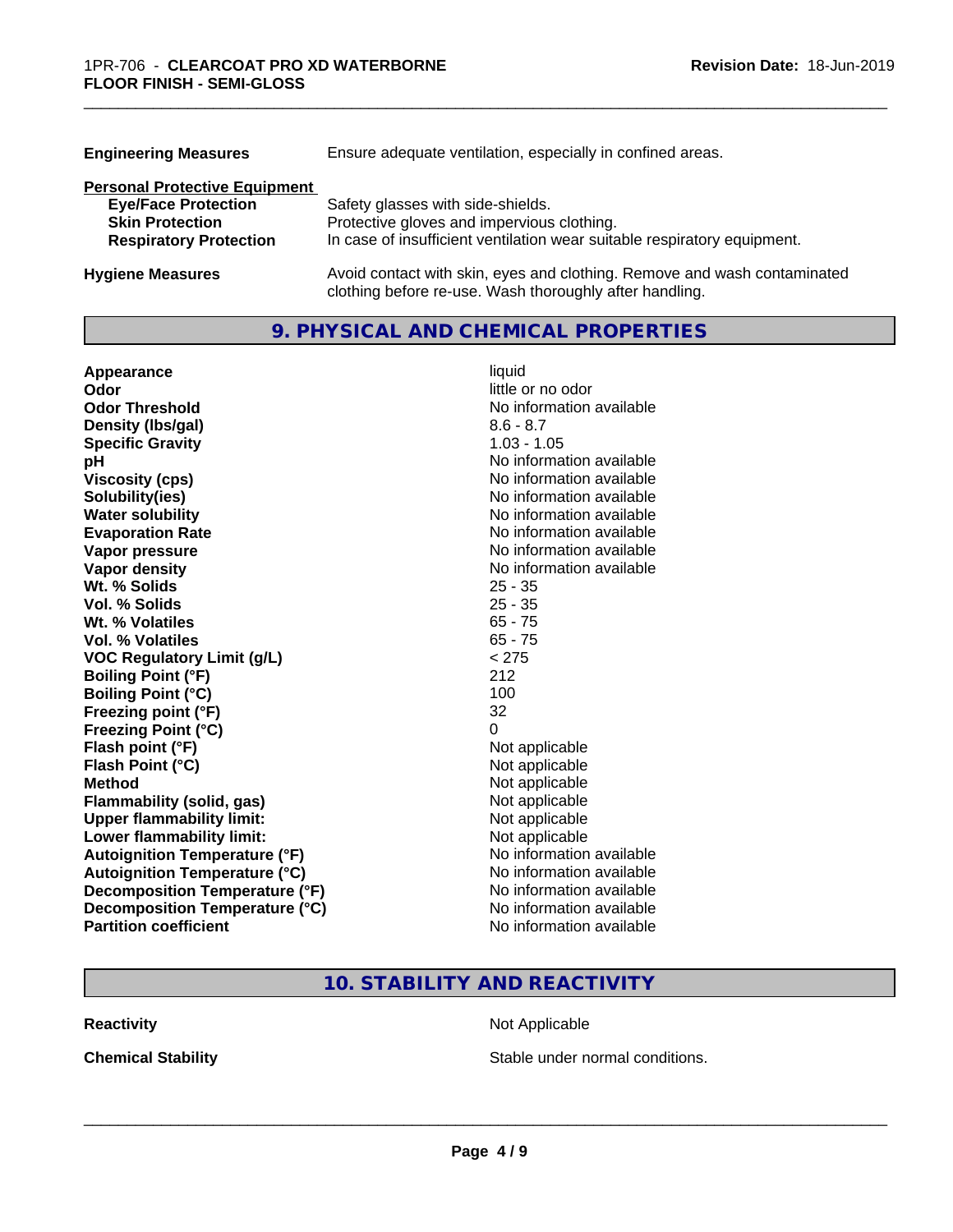**Engineering Measures** Ensure adequate ventilation, especially in confined areas.

**Personal Protective Equipment**

| | |
|---|---|
| **Eye/Face Protection** | Safety glasses with side-shields. |
| **Skin Protection** | Protective gloves and impervious clothing. |
| **Respiratory Protection** | In case of insufficient ventilation wear suitable respiratory equipment. |

**Hygiene Measures** Avoid contact with skin, eyes and clothing. Remove and wash contaminated clothing before re-use. Wash thoroughly after handling.

## 9. PHYSICAL AND CHEMICAL PROPERTIES

| | |
|---|---|
| **Appearance** | liquid |
| **Odor** | little or no odor |
| **Odor Threshold** | No information available |
| **Density (lbs/gal)** | 8.6 - 8.7 |
| **Specific Gravity** | 1.03 - 1.05 |
| **pH** | No information available |
| **Viscosity (cps)** | No information available |
| **Solubility(ies)** | No information available |
| **Water solubility** | No information available |
| **Evaporation Rate** | No information available |
| **Vapor pressure** | No information available |
| **Vapor density** | No information available |
| **Wt. % Solids** | 25 - 35 |
| **Vol. % Solids** | 25 - 35 |
| **Wt. % Volatiles** | 65 - 75 |
| **Vol. % Volatiles** | 65 - 75 |
| **VOC Regulatory Limit (g/L)** | < 275 |
| **Boiling Point (°F)** | 212 |
| **Boiling Point (°C)** | 100 |
| **Freezing point (°F)** | 32 |
| **Freezing Point (°C)** | 0 |
| **Flash point (°F)** | Not applicable |
| **Flash Point (°C)** | Not applicable |
| **Method** | Not applicable |
| **Flammability (solid, gas)** | Not applicable |
| **Upper flammability limit:** | Not applicable |
| **Lower flammability limit:** | Not applicable |
| **Autoignition Temperature (°F)** | No information available |
| **Autoignition Temperature (°C)** | No information available |
| **Decomposition Temperature (°F)** | No information available |
| **Decomposition Temperature (°C)** | No information available |
| **Partition coefficient** | No information available |

## 10. STABILITY AND REACTIVITY

| | |
|---|---|
| **Reactivity** | Not Applicable |
| **Chemical Stability** | Stable under normal conditions. |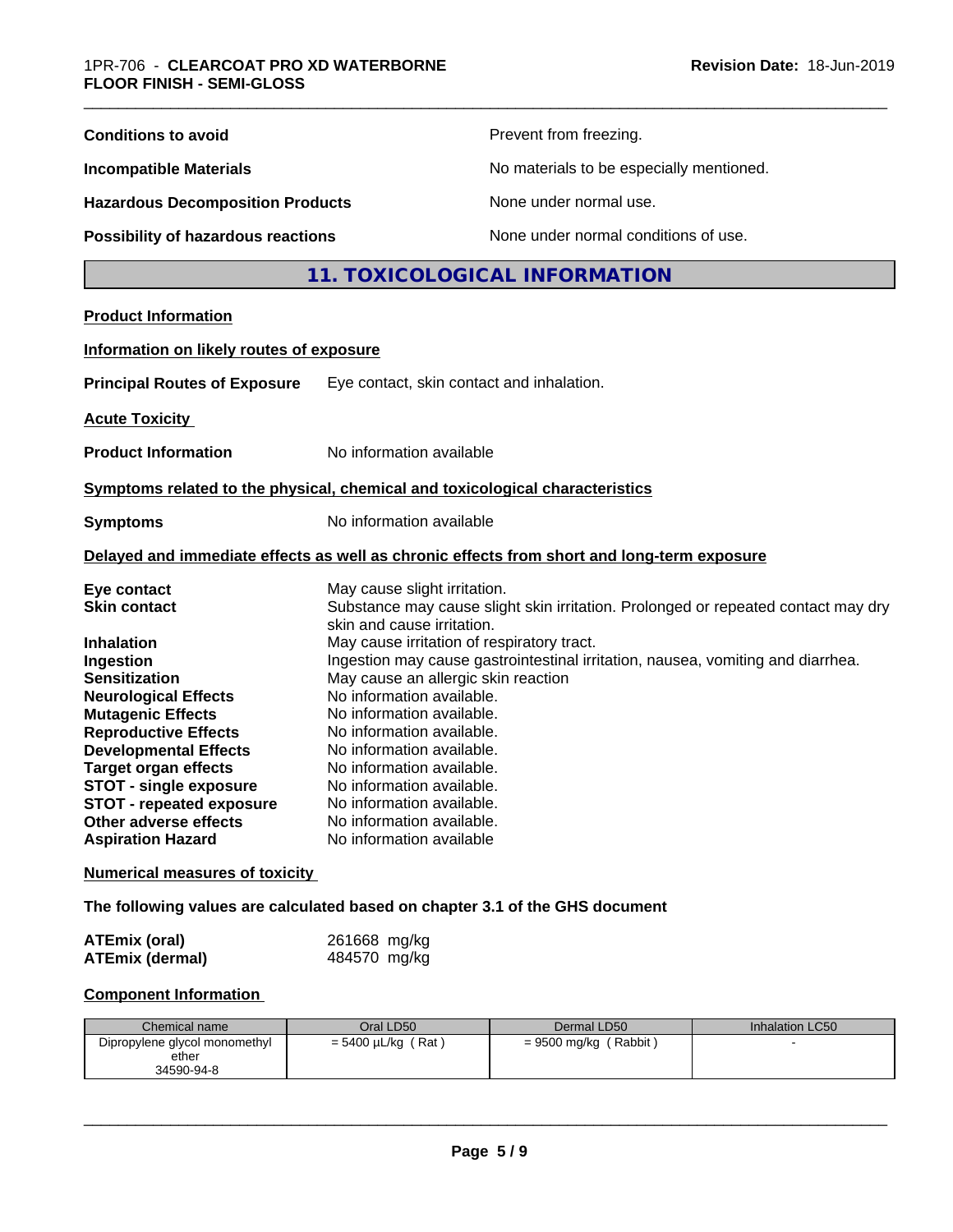| | |
|---|---|
| **Conditions to avoid** | Prevent from freezing. |
| **Incompatible Materials** | No materials to be especially mentioned. |
| **Hazardous Decomposition Products** | None under normal use. |
| **Possibility of hazardous reactions** | None under normal conditions of use. |

## 11. TOXICOLOGICAL INFORMATION

**Product Information**

**Information on likely routes of exposure**

**Principal Routes of Exposure** Eye contact, skin contact and inhalation.

**Acute Toxicity**

**Product Information** No information available

**Symptoms related to the physical, chemical and toxicological characteristics**

**Symptoms** No information available

**Delayed and immediate effects as well as chronic effects from short and long-term exposure**

| | |
|---|---|
| **Eye contact** | May cause slight irritation. |
| **Skin contact** | Substance may cause slight skin irritation. Prolonged or repeated contact may dry skin and cause irritation. |
| **Inhalation** | May cause irritation of respiratory tract. |
| **Ingestion** | Ingestion may cause gastrointestinal irritation, nausea, vomiting and diarrhea. |
| **Sensitization** | May cause an allergic skin reaction |
| **Neurological Effects** | No information available. |
| **Mutagenic Effects** | No information available. |
| **Reproductive Effects** | No information available. |
| **Developmental Effects** | No information available. |
| **Target organ effects** | No information available. |
| **STOT - single exposure** | No information available. |
| **STOT - repeated exposure** | No information available. |
| **Other adverse effects** | No information available. |
| **Aspiration Hazard** | No information available |

**Numerical measures of toxicity**

**The following values are calculated based on chapter 3.1 of the GHS document**

| | |
|---|---|
| **ATEmix (oral)** | 261668 mg/kg |
| **ATEmix (dermal)** | 484570 mg/kg |

**Component Information**

| Chemical name | Oral LD50 | Dermal LD50 | Inhalation LC50 |
|---|---|---|---|
| Dipropylene glycol monomethyl ether<br>34590-94-8 | = 5400 µL/kg ( Rat ) | = 9500 mg/kg ( Rabbit ) | - |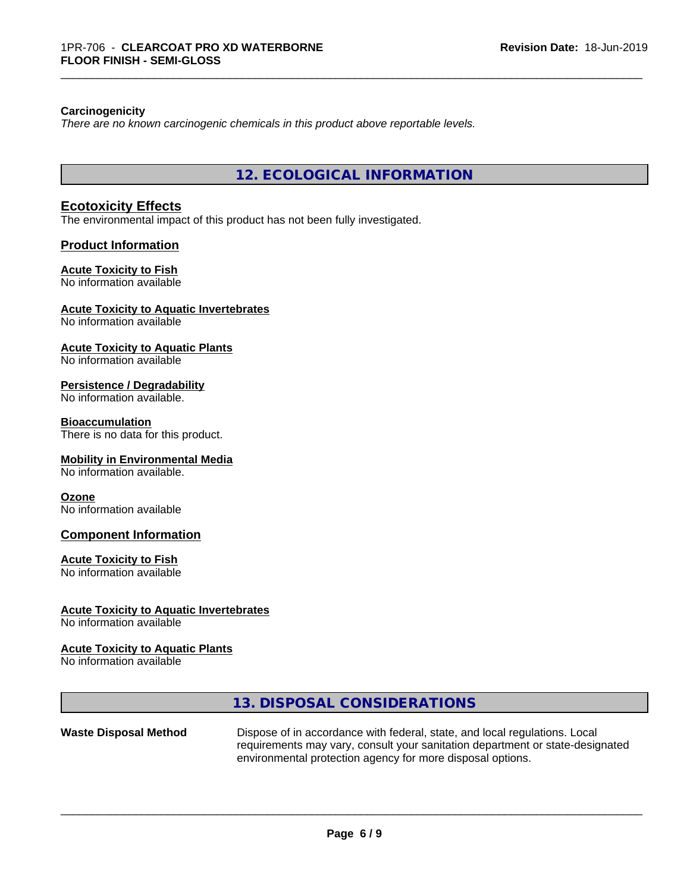**Carcinogenicity**

*There are no known carcinogenic chemicals in this product above reportable levels.*

## 12. ECOLOGICAL INFORMATION

### Ecotoxicity Effects

The environmental impact of this product has not been fully investigated.

### Product Information

**Acute Toxicity to Fish**
No information available

**Acute Toxicity to Aquatic Invertebrates**
No information available

**Acute Toxicity to Aquatic Plants**
No information available

**Persistence / Degradability**
No information available.

**Bioaccumulation**
There is no data for this product.

**Mobility in Environmental Media**
No information available.

**Ozone**
No information available

### Component Information

**Acute Toxicity to Fish**
No information available

**Acute Toxicity to Aquatic Invertebrates**
No information available

**Acute Toxicity to Aquatic Plants**
No information available

## 13. DISPOSAL CONSIDERATIONS

**Waste Disposal Method** Dispose of in accordance with federal, state, and local regulations. Local requirements may vary, consult your sanitation department or state-designated environmental protection agency for more disposal options.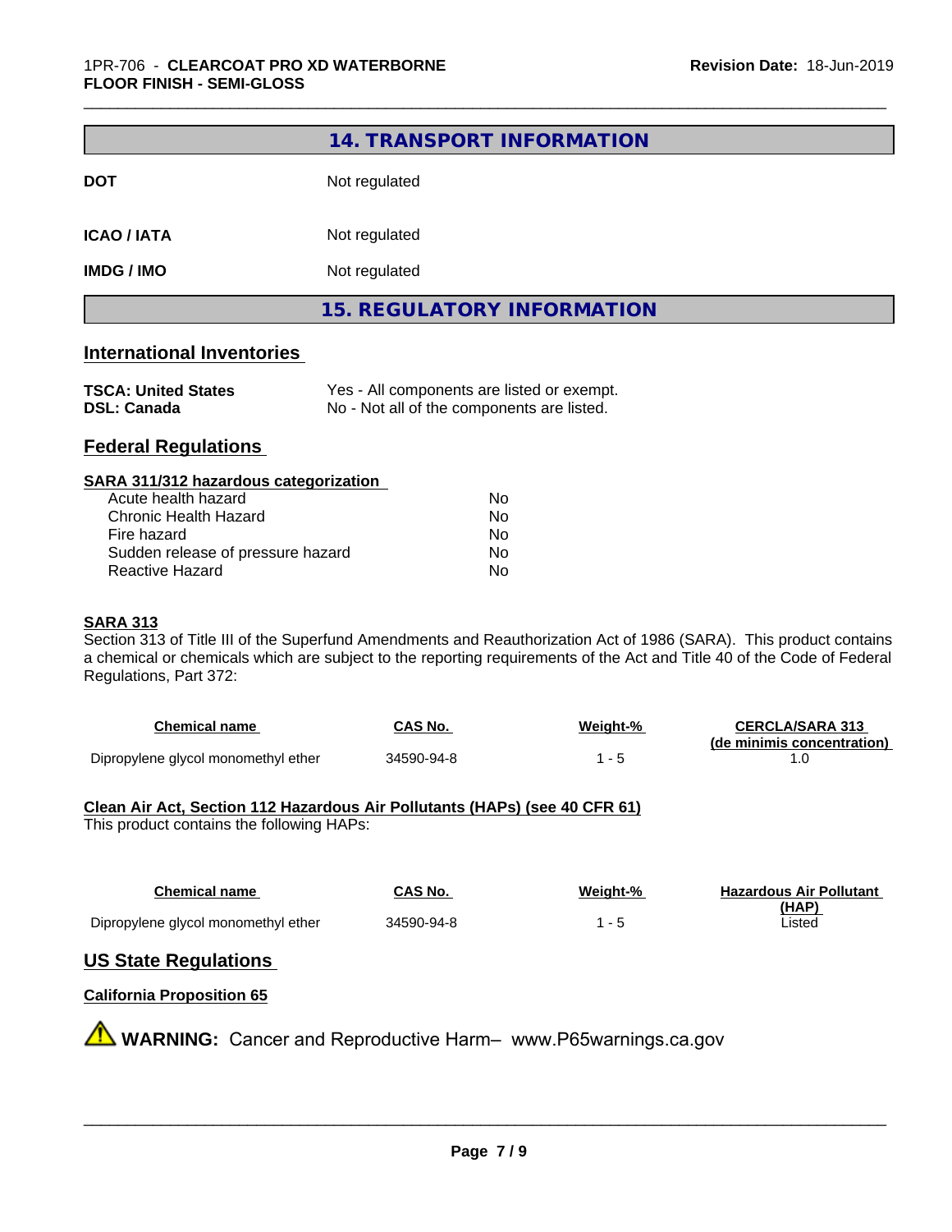## 14. TRANSPORT INFORMATION

| | |
|---|---|
| **DOT** | Not regulated |
| **ICAO / IATA** | Not regulated |
| **IMDG / IMO** | Not regulated |

## 15. REGULATORY INFORMATION

### International Inventories

| | |
|---|---|
| **TSCA: United States** | Yes - All components are listed or exempt. |
| **DSL: Canada** | No - Not all of the components are listed. |

### Federal Regulations

**SARA 311/312 hazardous categorization**

| | |
|---|---|
| Acute health hazard | No |
| Chronic Health Hazard | No |
| Fire hazard | No |
| Sudden release of pressure hazard | No |
| Reactive Hazard | No |

**SARA 313**

Section 313 of Title III of the Superfund Amendments and Reauthorization Act of 1986 (SARA). This product contains a chemical or chemicals which are subject to the reporting requirements of the Act and Title 40 of the Code of Federal Regulations, Part 372:

| Chemical name | CAS No. | Weight-% | CERCLA/SARA 313 (de minimis concentration) |
|---|---|---|---|
| Dipropylene glycol monomethyl ether | 34590-94-8 | 1 - 5 | 1.0 |

**Clean Air Act, Section 112 Hazardous Air Pollutants (HAPs) (see 40 CFR 61)**

This product contains the following HAPs:

| Chemical name | CAS No. | Weight-% | Hazardous Air Pollutant (HAP) |
|---|---|---|---|
| Dipropylene glycol monomethyl ether | 34590-94-8 | 1 - 5 | Listed |

### US State Regulations

**California Proposition 65**

⚠ **WARNING:** Cancer and Reproductive Harm– www.P65warnings.ca.gov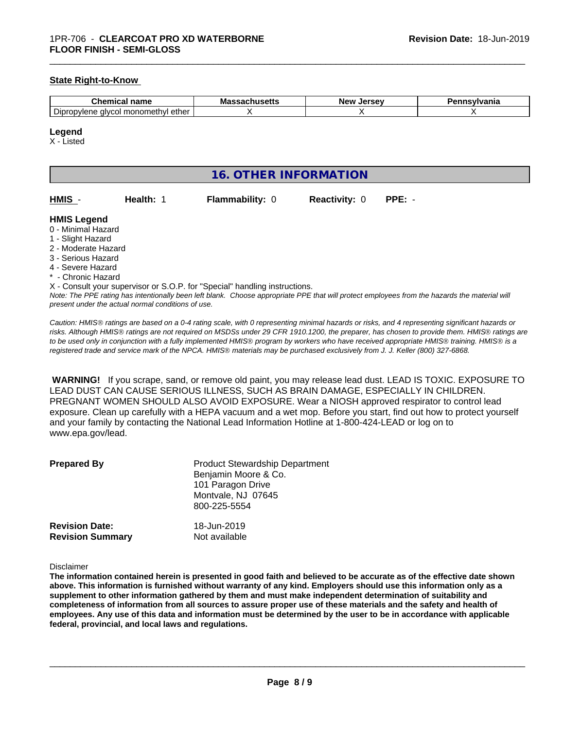**State Right-to-Know**

| Chemical name | Massachusetts | New Jersey | Pennsylvania |
|---|---|---|---|
| Dipropylene glycol monomethyl ether | X | X | X |

**Legend**
X - Listed

## 16. OTHER INFORMATION

| HMIS - | Health: 1 | Flammability: 0 | Reactivity: 0 | PPE: - |
|---|---|---|---|---|

**HMIS Legend**
0 - Minimal Hazard
1 - Slight Hazard
2 - Moderate Hazard
3 - Serious Hazard
4 - Severe Hazard
* - Chronic Hazard
X - Consult your supervisor or S.O.P. for "Special" handling instructions.
*Note: The PPE rating has intentionally been left blank. Choose appropriate PPE that will protect employees from the hazards the material will present under the actual normal conditions of use.*

*Caution: HMIS® ratings are based on a 0-4 rating scale, with 0 representing minimal hazards or risks, and 4 representing significant hazards or risks. Although HMIS® ratings are not required on MSDSs under 29 CFR 1910.1200, the preparer, has chosen to provide them. HMIS® ratings are to be used only in conjunction with a fully implemented HMIS® program by workers who have received appropriate HMIS® training. HMIS® is a registered trade and service mark of the NPCA. HMIS® materials may be purchased exclusively from J. J. Keller (800) 327-6868.*

**WARNING!** If you scrape, sand, or remove old paint, you may release lead dust. LEAD IS TOXIC. EXPOSURE TO LEAD DUST CAN CAUSE SERIOUS ILLNESS, SUCH AS BRAIN DAMAGE, ESPECIALLY IN CHILDREN. PREGNANT WOMEN SHOULD ALSO AVOID EXPOSURE. Wear a NIOSH approved respirator to control lead exposure. Clean up carefully with a HEPA vacuum and a wet mop. Before you start, find out how to protect yourself and your family by contacting the National Lead Information Hotline at 1-800-424-LEAD or log on to www.epa.gov/lead.

**Prepared By**
Product Stewardship Department
Benjamin Moore & Co.
101 Paragon Drive
Montvale, NJ 07645
800-225-5554

**Revision Date:** 18-Jun-2019
**Revision Summary** Not available

Disclaimer

**The information contained herein is presented in good faith and believed to be accurate as of the effective date shown above. This information is furnished without warranty of any kind. Employers should use this information only as a supplement to other information gathered by them and must make independent determination of suitability and completeness of information from all sources to assure proper use of these materials and the safety and health of employees. Any use of this data and information must be determined by the user to be in accordance with applicable federal, provincial, and local laws and regulations.**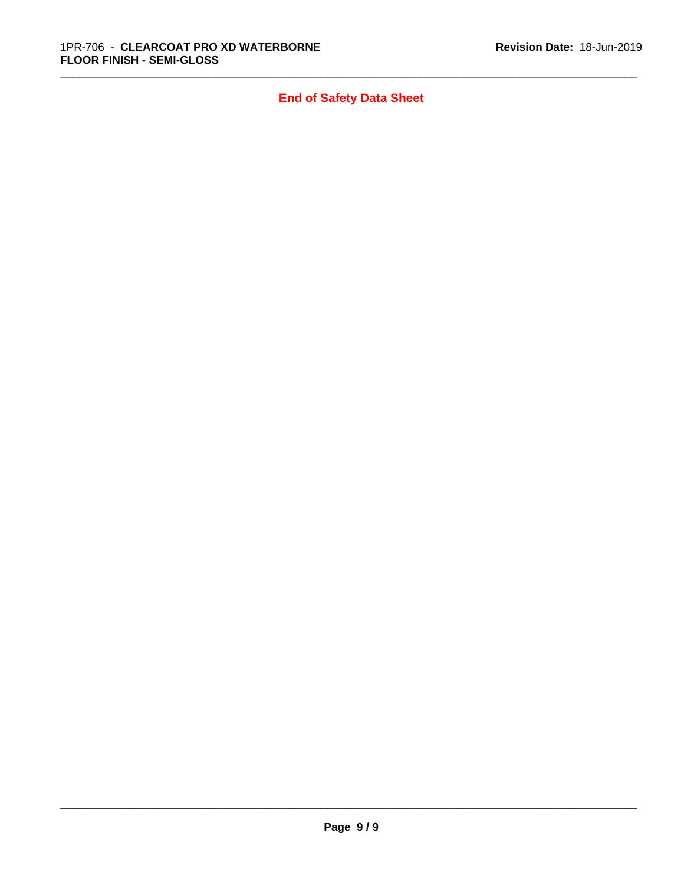**End of Safety Data Sheet**